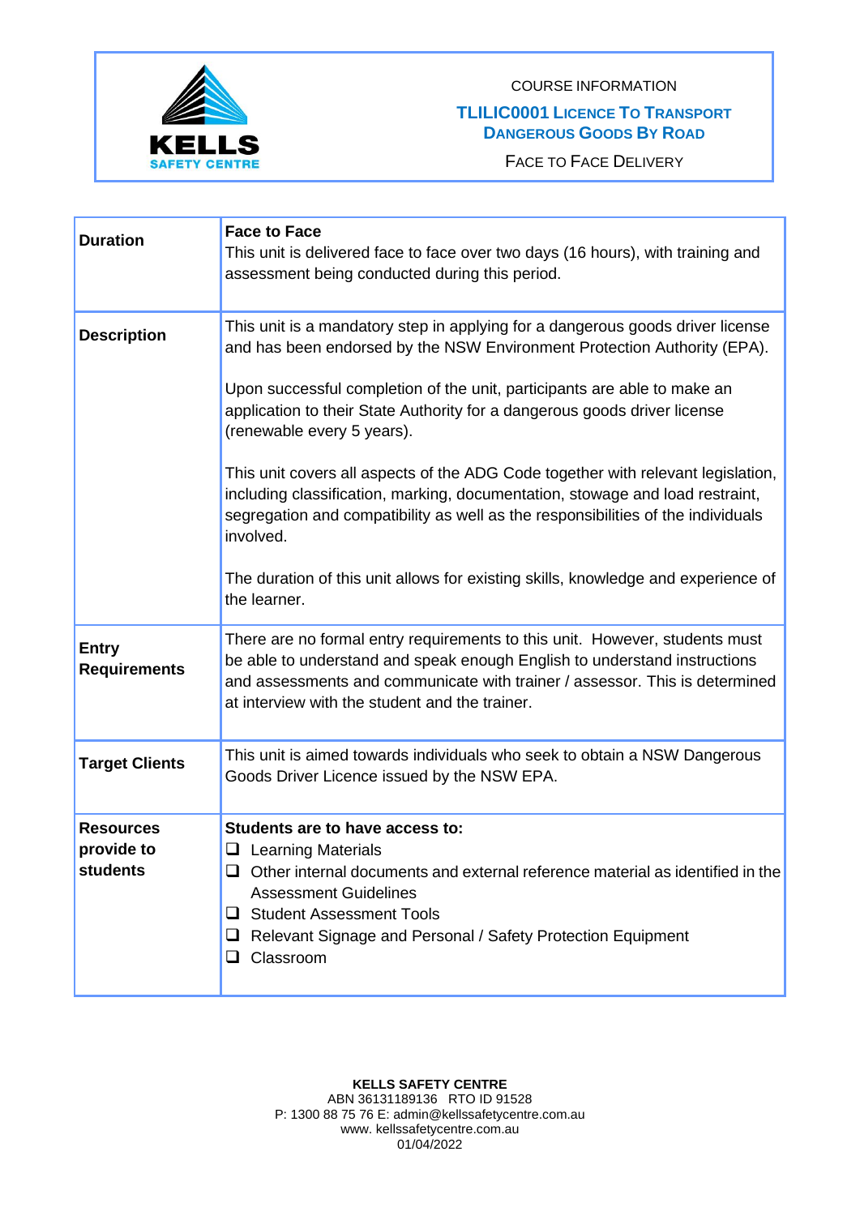KELLS
SAFETY CENTRE

COURSE INFORMATION

# TLILIC0001 Licence To Transport Dangerous Goods By Road

Face to Face Delivery

| | |
|---|---|
| **Duration** | **Face to Face**<br>This unit is delivered face to face over two days (16 hours), with training and assessment being conducted during this period. |
| **Description** | This unit is a mandatory step in applying for a dangerous goods driver license and has been endorsed by the NSW Environment Protection Authority (EPA).<br><br>Upon successful completion of the unit, participants are able to make an application to their State Authority for a dangerous goods driver license (renewable every 5 years).<br><br>This unit covers all aspects of the ADG Code together with relevant legislation, including classification, marking, documentation, stowage and load restraint, segregation and compatibility as well as the responsibilities of the individuals involved.<br><br>The duration of this unit allows for existing skills, knowledge and experience of the learner. |
| **Entry Requirements** | There are no formal entry requirements to this unit. However, students must be able to understand and speak enough English to understand instructions and assessments and communicate with trainer / assessor. This is determined at interview with the student and the trainer. |
| **Target Clients** | This unit is aimed towards individuals who seek to obtain a NSW Dangerous Goods Driver Licence issued by the NSW EPA. |
| **Resources provide to students** | **Students are to have access to:**<br>❑ Learning Materials<br>❑ Other internal documents and external reference material as identified in the Assessment Guidelines<br>❑ Student Assessment Tools<br>❑ Relevant Signage and Personal / Safety Protection Equipment<br>❑ Classroom |

**KELLS SAFETY CENTRE**
ABN 36131189136 RTO ID 91528
P: 1300 88 75 76 E: admin@kellssafetycentre.com.au
www. kellssafetycentre.com.au
01/04/2022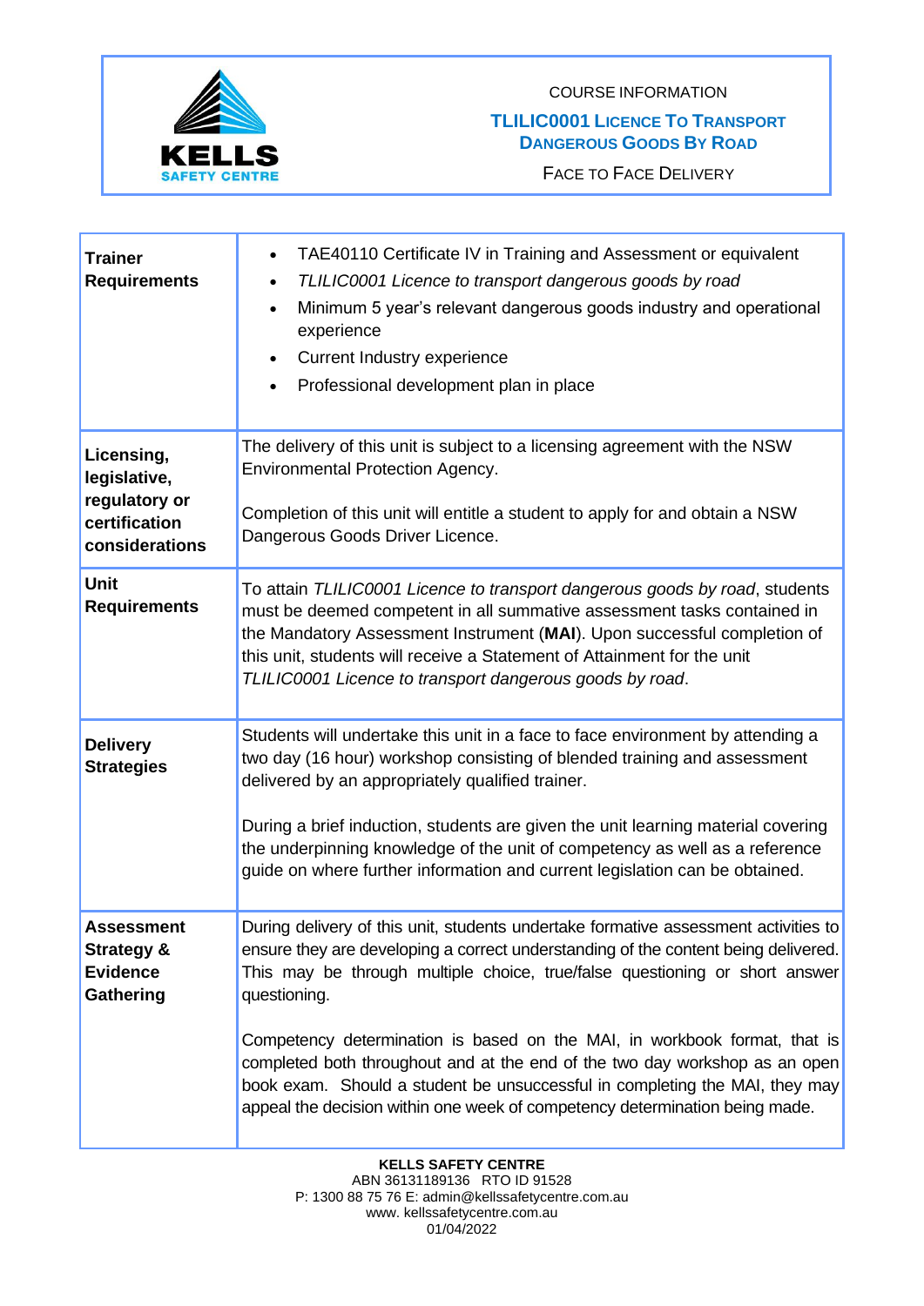COURSE INFORMATION

**TLILIC0001 Licence To Transport Dangerous Goods By Road**

Face to Face Delivery

| | |
|---|---|
| **Trainer Requirements** | • TAE40110 Certificate IV in Training and Assessment or equivalent<br>• *TLILIC0001 Licence to transport dangerous goods by road*<br>• Minimum 5 year's relevant dangerous goods industry and operational experience<br>• Current Industry experience<br>• Professional development plan in place |
| **Licensing, legislative, regulatory or certification considerations** | The delivery of this unit is subject to a licensing agreement with the NSW Environmental Protection Agency.<br><br>Completion of this unit will entitle a student to apply for and obtain a NSW Dangerous Goods Driver Licence. |
| **Unit Requirements** | To attain *TLILIC0001 Licence to transport dangerous goods by road*, students must be deemed competent in all summative assessment tasks contained in the Mandatory Assessment Instrument (**MAI**). Upon successful completion of this unit, students will receive a Statement of Attainment for the unit *TLILIC0001 Licence to transport dangerous goods by road*. |
| **Delivery Strategies** | Students will undertake this unit in a face to face environment by attending a two day (16 hour) workshop consisting of blended training and assessment delivered by an appropriately qualified trainer.<br><br>During a brief induction, students are given the unit learning material covering the underpinning knowledge of the unit of competency as well as a reference guide on where further information and current legislation can be obtained. |
| **Assessment Strategy & Evidence Gathering** | During delivery of this unit, students undertake formative assessment activities to ensure they are developing a correct understanding of the content being delivered. This may be through multiple choice, true/false questioning or short answer questioning.<br><br>Competency determination is based on the MAI, in workbook format, that is completed both throughout and at the end of the two day workshop as an open book exam. Should a student be unsuccessful in completing the MAI, they may appeal the decision within one week of competency determination being made. |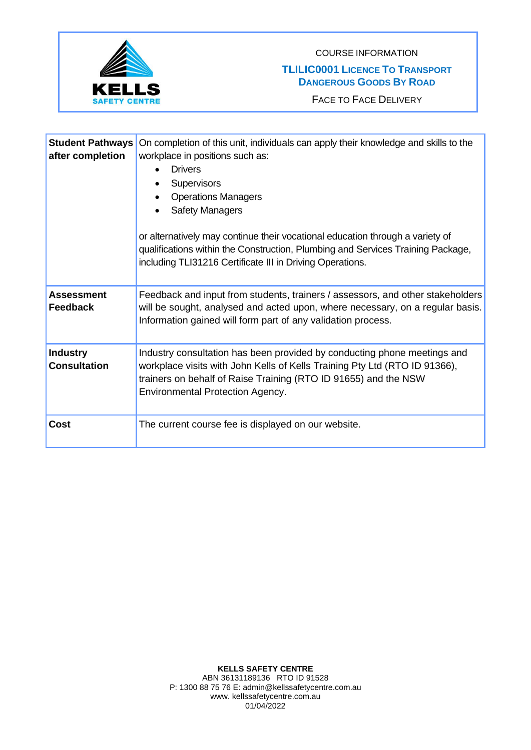COURSE INFORMATION

**TLILIC0001 LICENCE TO TRANSPORT DANGEROUS GOODS BY ROAD**

FACE TO FACE DELIVERY

| | |
|---|---|
| **Student Pathways after completion** | On completion of this unit, individuals can apply their knowledge and skills to the workplace in positions such as:<br>• Drivers<br>• Supervisors<br>• Operations Managers<br>• Safety Managers<br><br>or alternatively may continue their vocational education through a variety of qualifications within the Construction, Plumbing and Services Training Package, including TLI31216 Certificate III in Driving Operations. |
| **Assessment Feedback** | Feedback and input from students, trainers / assessors, and other stakeholders will be sought, analysed and acted upon, where necessary, on a regular basis. Information gained will form part of any validation process. |
| **Industry Consultation** | Industry consultation has been provided by conducting phone meetings and workplace visits with John Kells of Kells Training Pty Ltd (RTO ID 91366), trainers on behalf of Raise Training (RTO ID 91655) and the NSW Environmental Protection Agency. |
| **Cost** | The current course fee is displayed on our website. |

**KELLS SAFETY CENTRE**
ABN 36131189136 RTO ID 91528
P: 1300 88 75 76 E: admin@kellssafetycentre.com.au
www. kellssafetycentre.com.au
01/04/2022